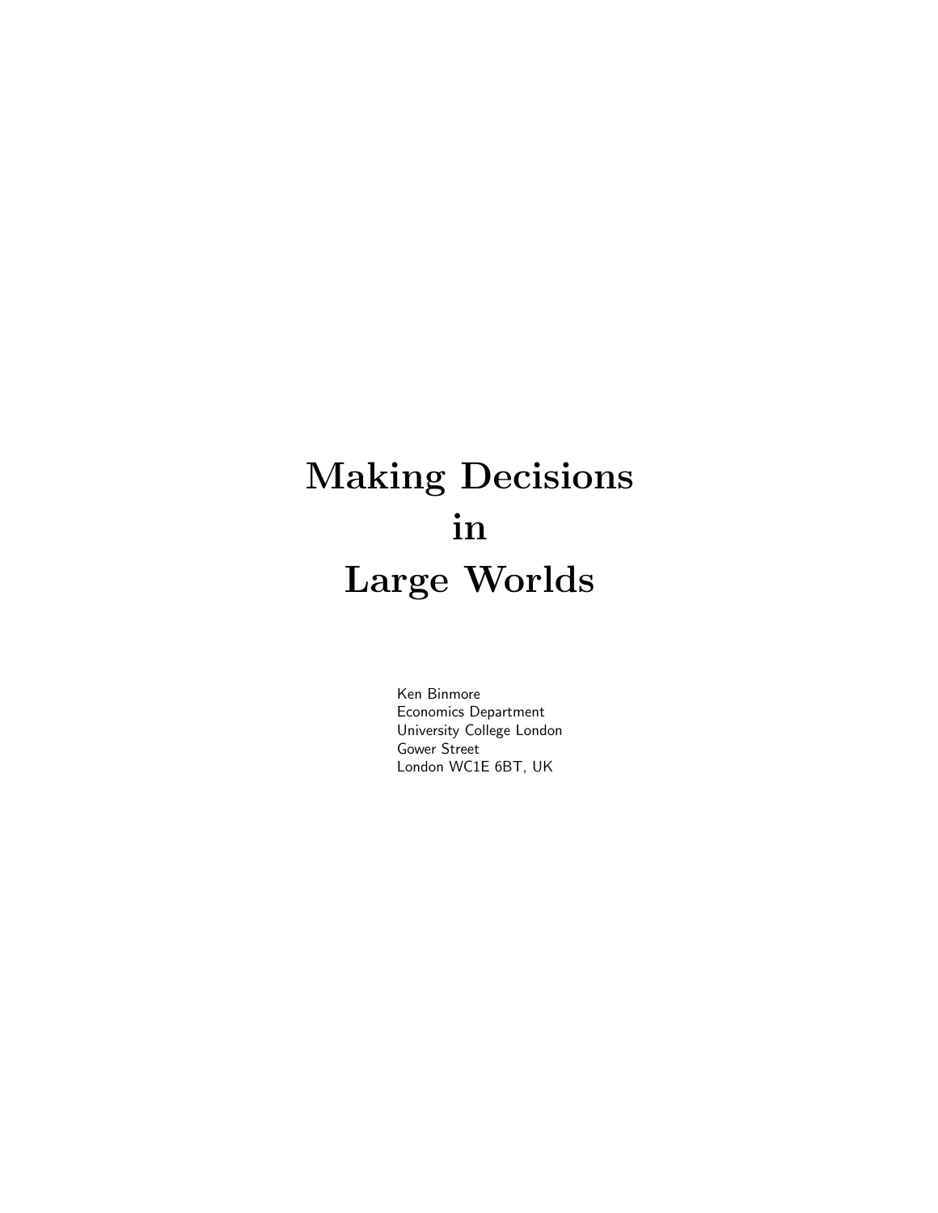# Making Decisions in Large Worlds

Ken Binmore
Economics Department
University College London
Gower Street
London WC1E 6BT, UK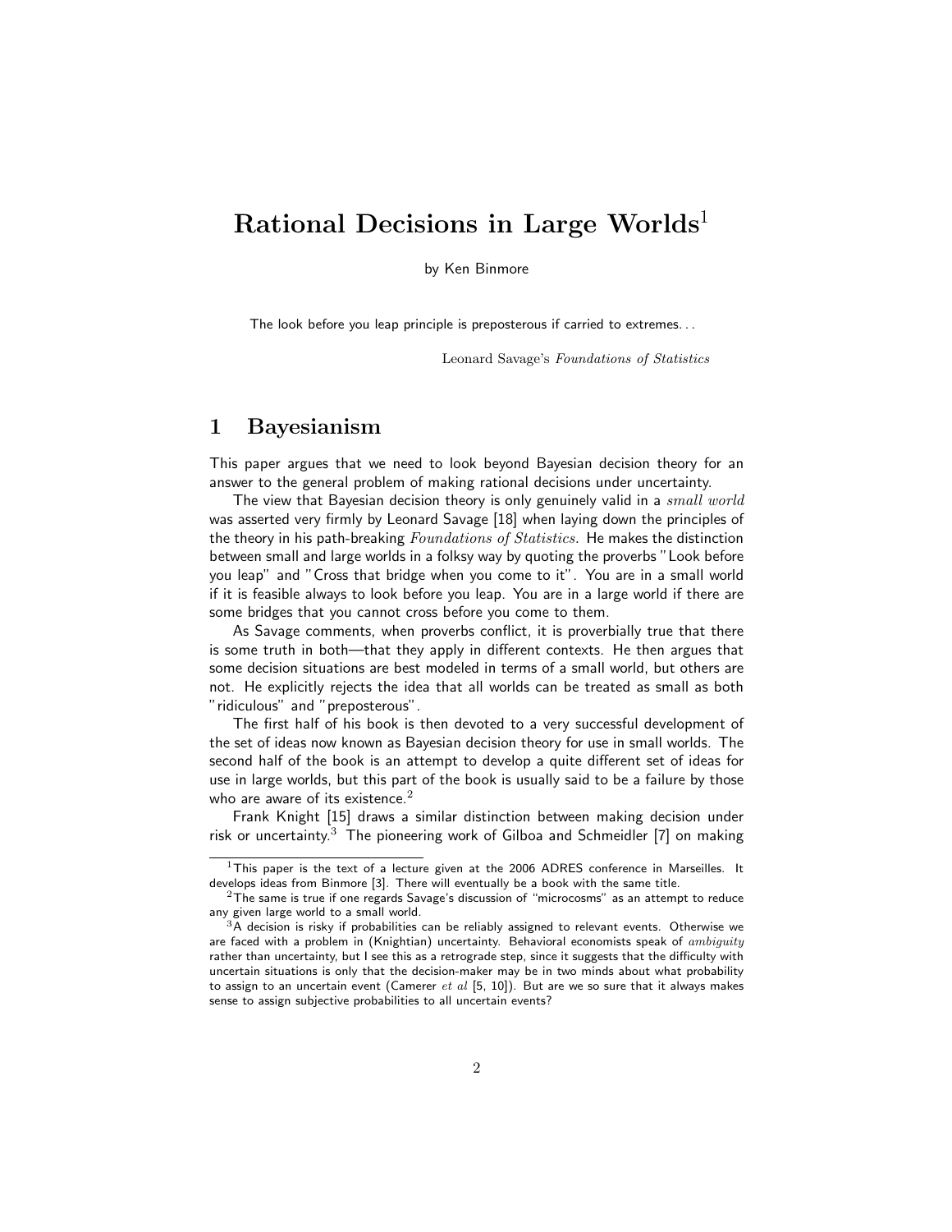# Rational Decisions in Large Worlds[1]

by Ken Binmore

> The look before you leap principle is preposterous if carried to extremes...
>
> Leonard Savage's *Foundations of Statistics*

## 1 Bayesianism

This paper argues that we need to look beyond Bayesian decision theory for an answer to the general problem of making rational decisions under uncertainty.

The view that Bayesian decision theory is only genuinely valid in a *small world* was asserted very firmly by Leonard Savage [18] when laying down the principles of the theory in his path-breaking *Foundations of Statistics*. He makes the distinction between small and large worlds in a folksy way by quoting the proverbs "Look before you leap" and "Cross that bridge when you come to it". You are in a small world if it is feasible always to look before you leap. You are in a large world if there are some bridges that you cannot cross before you come to them.

As Savage comments, when proverbs conflict, it is proverbially true that there is some truth in both—that they apply in different contexts. He then argues that some decision situations are best modeled in terms of a small world, but others are not. He explicitly rejects the idea that all worlds can be treated as small as both "ridiculous" and "preposterous".

The first half of his book is then devoted to a very successful development of the set of ideas now known as Bayesian decision theory for use in small worlds. The second half of the book is an attempt to develop a quite different set of ideas for use in large worlds, but this part of the book is usually said to be a failure by those who are aware of its existence.[2]

Frank Knight [15] draws a similar distinction between making decision under risk or uncertainty.[3] The pioneering work of Gilboa and Schmeidler [7] on making

---

[1] This paper is the text of a lecture given at the 2006 ADRES conference in Marseilles. It develops ideas from Binmore [3]. There will eventually be a book with the same title.

[2] The same is true if one regards Savage's discussion of "microcosms" as an attempt to reduce any given large world to a small world.

[3] A decision is risky if probabilities can be reliably assigned to relevant events. Otherwise we are faced with a problem in (Knightian) uncertainty. Behavioral economists speak of *ambiguity* rather than uncertainty, but I see this as a retrograde step, since it suggests that the difficulty with uncertain situations is only that the decision-maker may be in two minds about what probability to assign to an uncertain event (Camerer *et al* [5, 10]). But are we so sure that it always makes sense to assign subjective probabilities to all uncertain events?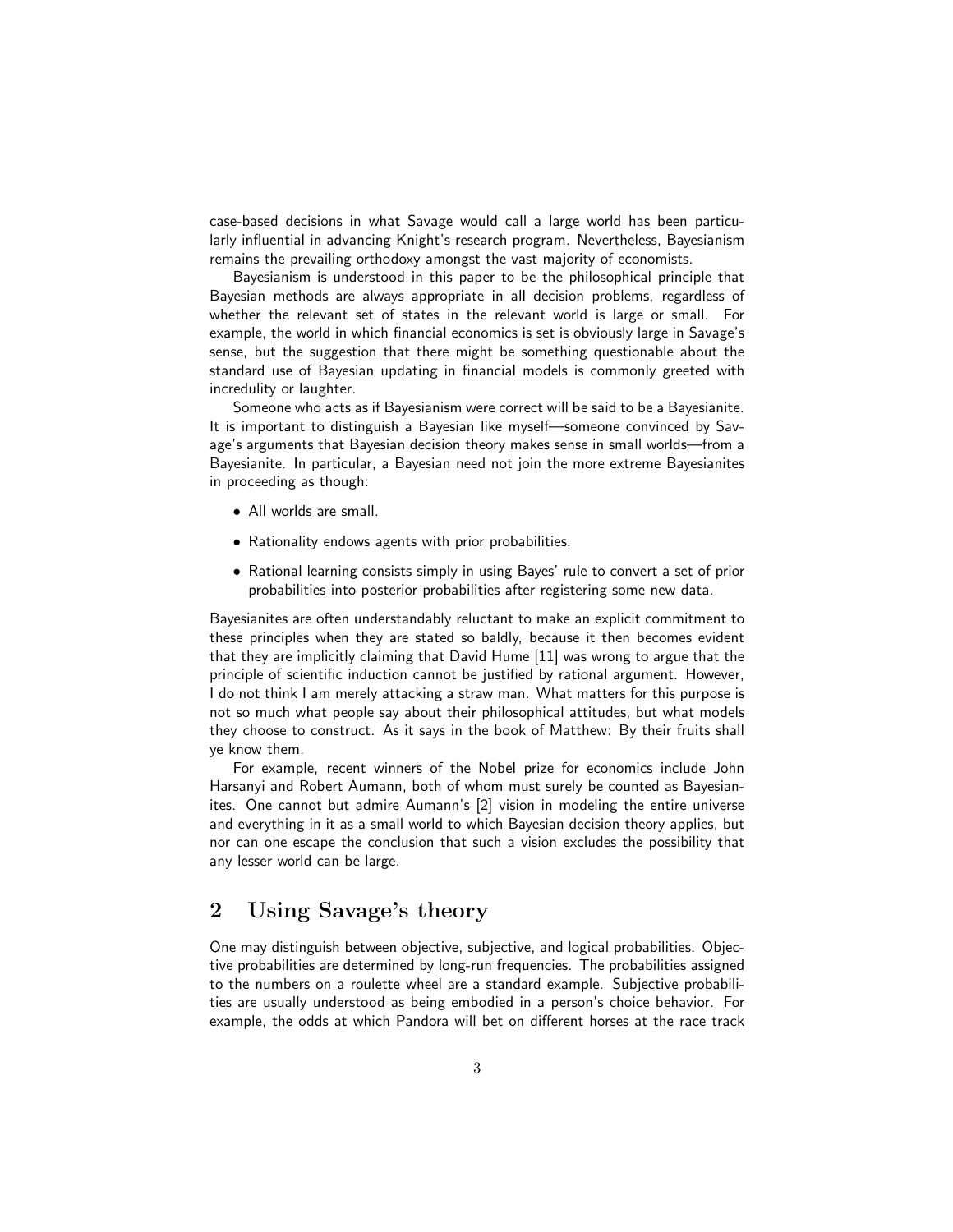case-based decisions in what Savage would call a large world has been particularly influential in advancing Knight's research program. Nevertheless, Bayesianism remains the prevailing orthodoxy amongst the vast majority of economists.

Bayesianism is understood in this paper to be the philosophical principle that Bayesian methods are always appropriate in all decision problems, regardless of whether the relevant set of states in the relevant world is large or small. For example, the world in which financial economics is set is obviously large in Savage's sense, but the suggestion that there might be something questionable about the standard use of Bayesian updating in financial models is commonly greeted with incredulity or laughter.

Someone who acts as if Bayesianism were correct will be said to be a Bayesianite. It is important to distinguish a Bayesian like myself—someone convinced by Savage's arguments that Bayesian decision theory makes sense in small worlds—from a Bayesianite. In particular, a Bayesian need not join the more extreme Bayesianites in proceeding as though:

- All worlds are small.
- Rationality endows agents with prior probabilities.
- Rational learning consists simply in using Bayes' rule to convert a set of prior probabilities into posterior probabilities after registering some new data.

Bayesianites are often understandably reluctant to make an explicit commitment to these principles when they are stated so baldly, because it then becomes evident that they are implicitly claiming that David Hume [11] was wrong to argue that the principle of scientific induction cannot be justified by rational argument. However, I do not think I am merely attacking a straw man. What matters for this purpose is not so much what people say about their philosophical attitudes, but what models they choose to construct. As it says in the book of Matthew: By their fruits shall ye know them.

For example, recent winners of the Nobel prize for economics include John Harsanyi and Robert Aumann, both of whom must surely be counted as Bayesianites. One cannot but admire Aumann's [2] vision in modeling the entire universe and everything in it as a small world to which Bayesian decision theory applies, but nor can one escape the conclusion that such a vision excludes the possibility that any lesser world can be large.

## 2 Using Savage's theory

One may distinguish between objective, subjective, and logical probabilities. Objective probabilities are determined by long-run frequencies. The probabilities assigned to the numbers on a roulette wheel are a standard example. Subjective probabilities are usually understood as being embodied in a person's choice behavior. For example, the odds at which Pandora will bet on different horses at the race track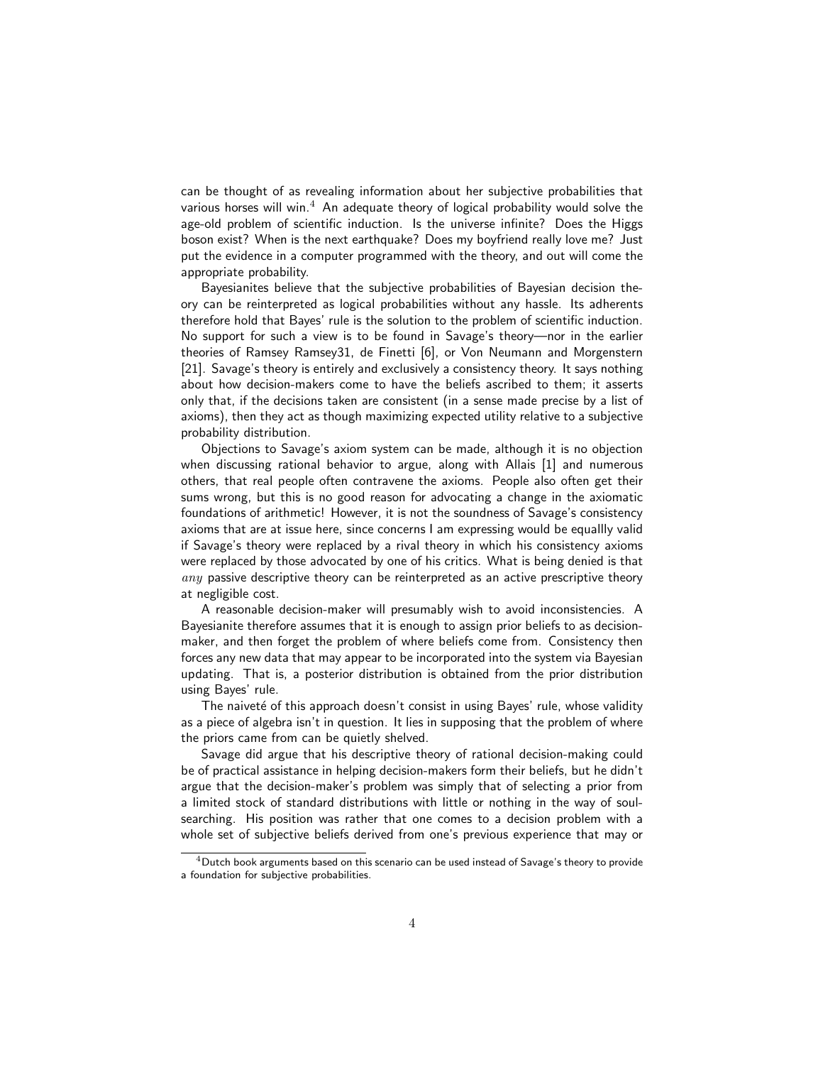can be thought of as revealing information about her subjective probabilities that various horses will win.[4] An adequate theory of logical probability would solve the age-old problem of scientific induction. Is the universe infinite? Does the Higgs boson exist? When is the next earthquake? Does my boyfriend really love me? Just put the evidence in a computer programmed with the theory, and out will come the appropriate probability.

Bayesianites believe that the subjective probabilities of Bayesian decision theory can be reinterpreted as logical probabilities without any hassle. Its adherents therefore hold that Bayes' rule is the solution to the problem of scientific induction. No support for such a view is to be found in Savage's theory—nor in the earlier theories of Ramsey Ramsey31, de Finetti [6], or Von Neumann and Morgenstern [21]. Savage's theory is entirely and exclusively a consistency theory. It says nothing about how decision-makers come to have the beliefs ascribed to them; it asserts only that, if the decisions taken are consistent (in a sense made precise by a list of axioms), then they act as though maximizing expected utility relative to a subjective probability distribution.

Objections to Savage's axiom system can be made, although it is no objection when discussing rational behavior to argue, along with Allais [1] and numerous others, that real people often contravene the axioms. People also often get their sums wrong, but this is no good reason for advocating a change in the axiomatic foundations of arithmetic! However, it is not the soundness of Savage's consistency axioms that are at issue here, since concerns I am expressing would be equallly valid if Savage's theory were replaced by a rival theory in which his consistency axioms were replaced by those advocated by one of his critics. What is being denied is that *any* passive descriptive theory can be reinterpreted as an active prescriptive theory at negligible cost.

A reasonable decision-maker will presumably wish to avoid inconsistencies. A Bayesianite therefore assumes that it is enough to assign prior beliefs to as decision-maker, and then forget the problem of where beliefs come from. Consistency then forces any new data that may appear to be incorporated into the system via Bayesian updating. That is, a posterior distribution is obtained from the prior distribution using Bayes' rule.

The naiveté of this approach doesn't consist in using Bayes' rule, whose validity as a piece of algebra isn't in question. It lies in supposing that the problem of where the priors came from can be quietly shelved.

Savage did argue that his descriptive theory of rational decision-making could be of practical assistance in helping decision-makers form their beliefs, but he didn't argue that the decision-maker's problem was simply that of selecting a prior from a limited stock of standard distributions with little or nothing in the way of soul-searching. His position was rather that one comes to a decision problem with a whole set of subjective beliefs derived from one's previous experience that may or

[4] Dutch book arguments based on this scenario can be used instead of Savage's theory to provide a foundation for subjective probabilities.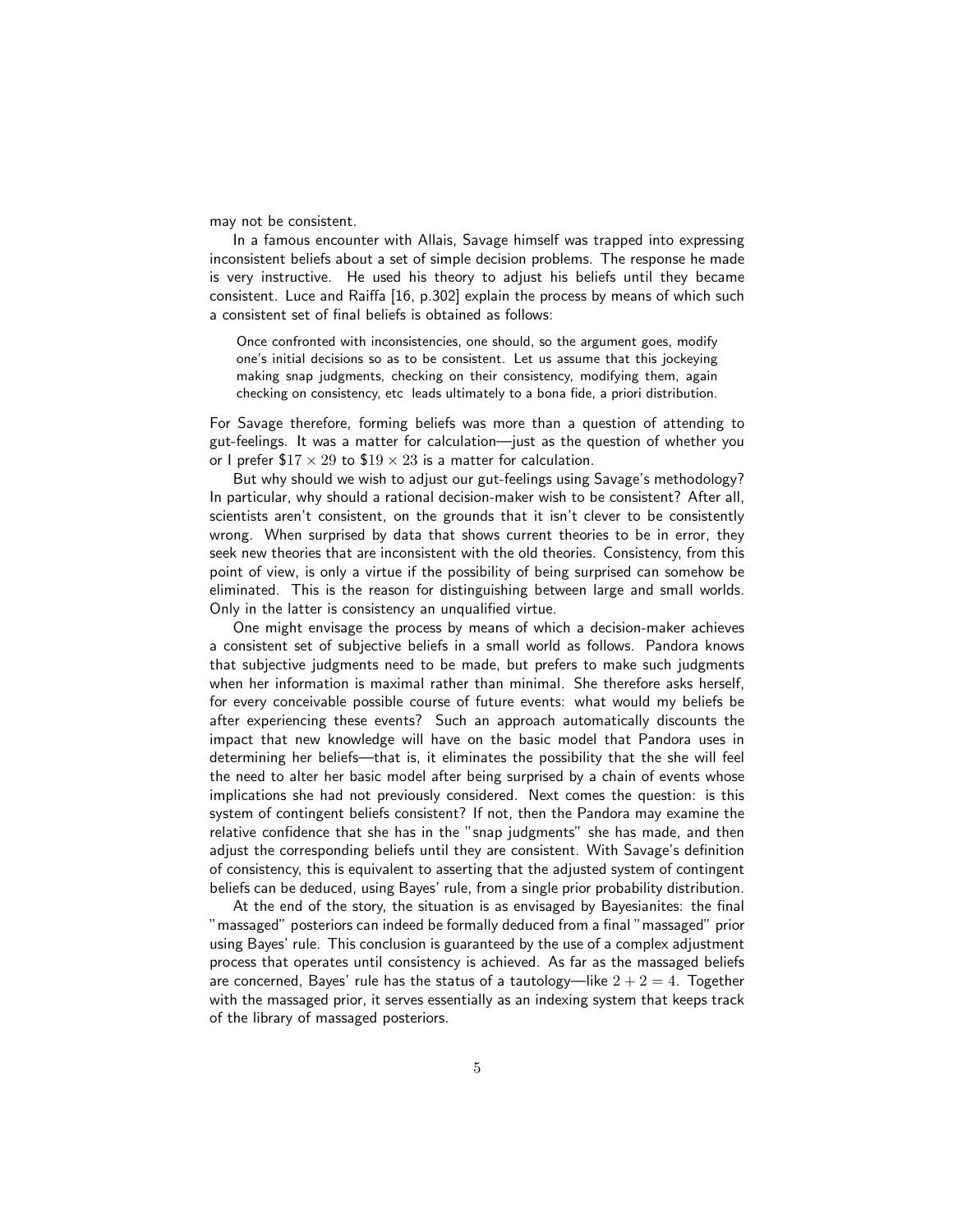may not be consistent.

In a famous encounter with Allais, Savage himself was trapped into expressing inconsistent beliefs about a set of simple decision problems. The response he made is very instructive. He used his theory to adjust his beliefs until they became consistent. Luce and Raiffa [16, p.302] explain the process by means of which such a consistent set of final beliefs is obtained as follows:

> Once confronted with inconsistencies, one should, so the argument goes, modify one's initial decisions so as to be consistent. Let us assume that this jockeying making snap judgments, checking on their consistency, modifying them, again checking on consistency, etc leads ultimately to a bona fide, a priori distribution.

For Savage therefore, forming beliefs was more than a question of attending to gut-feelings. It was a matter for calculation—just as the question of whether you or I prefer $\$17 \times 29$ to $\$19 \times 23$ is a matter for calculation.

But why should we wish to adjust our gut-feelings using Savage's methodology? In particular, why should a rational decision-maker wish to be consistent? After all, scientists aren't consistent, on the grounds that it isn't clever to be consistently wrong. When surprised by data that shows current theories to be in error, they seek new theories that are inconsistent with the old theories. Consistency, from this point of view, is only a virtue if the possibility of being surprised can somehow be eliminated. This is the reason for distinguishing between large and small worlds. Only in the latter is consistency an unqualified virtue.

One might envisage the process by means of which a decision-maker achieves a consistent set of subjective beliefs in a small world as follows. Pandora knows that subjective judgments need to be made, but prefers to make such judgments when her information is maximal rather than minimal. She therefore asks herself, for every conceivable possible course of future events: what would my beliefs be after experiencing these events? Such an approach automatically discounts the impact that new knowledge will have on the basic model that Pandora uses in determining her beliefs—that is, it eliminates the possibility that the she will feel the need to alter her basic model after being surprised by a chain of events whose implications she had not previously considered. Next comes the question: is this system of contingent beliefs consistent? If not, then the Pandora may examine the relative confidence that she has in the "snap judgments" she has made, and then adjust the corresponding beliefs until they are consistent. With Savage's definition of consistency, this is equivalent to asserting that the adjusted system of contingent beliefs can be deduced, using Bayes' rule, from a single prior probability distribution.

At the end of the story, the situation is as envisaged by Bayesianites: the final "massaged" posteriors can indeed be formally deduced from a final "massaged" prior using Bayes' rule. This conclusion is guaranteed by the use of a complex adjustment process that operates until consistency is achieved. As far as the massaged beliefs are concerned, Bayes' rule has the status of a tautology—like $2 + 2 = 4$. Together with the massaged prior, it serves essentially as an indexing system that keeps track of the library of massaged posteriors.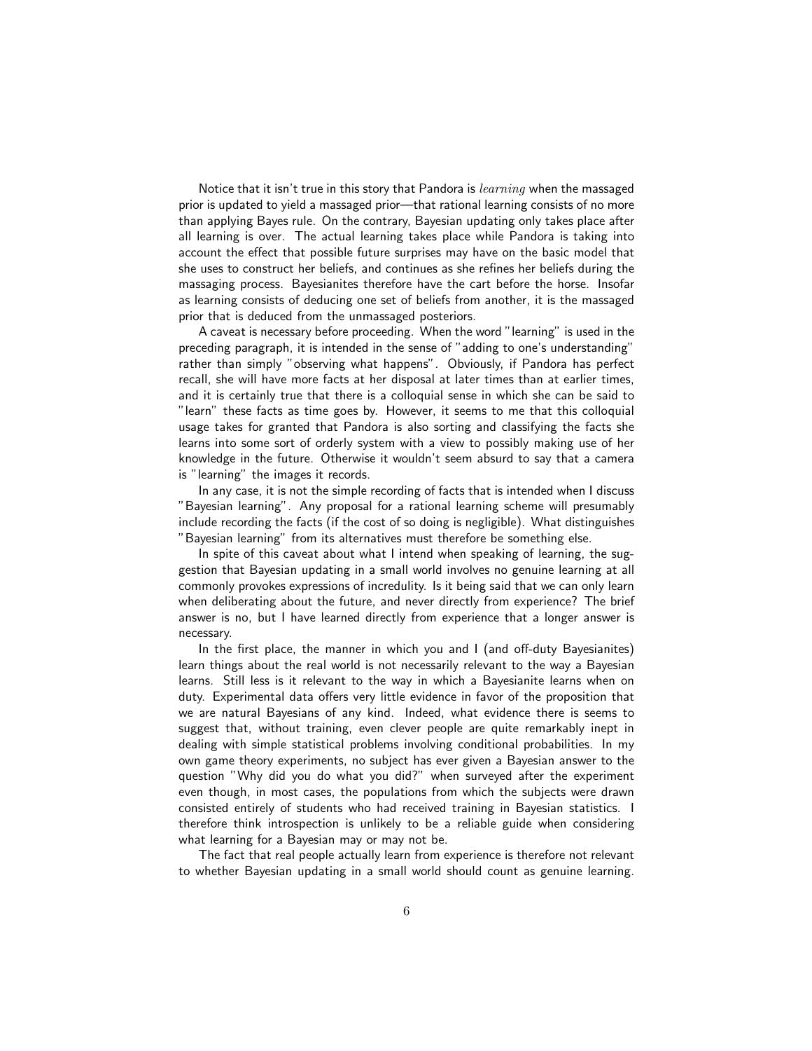Notice that it isn't true in this story that Pandora is *learning* when the massaged prior is updated to yield a massaged prior—that rational learning consists of no more than applying Bayes rule. On the contrary, Bayesian updating only takes place after all learning is over. The actual learning takes place while Pandora is taking into account the effect that possible future surprises may have on the basic model that she uses to construct her beliefs, and continues as she refines her beliefs during the massaging process. Bayesianites therefore have the cart before the horse. Insofar as learning consists of deducing one set of beliefs from another, it is the massaged prior that is deduced from the unmassaged posteriors.

A caveat is necessary before proceeding. When the word "learning" is used in the preceding paragraph, it is intended in the sense of "adding to one's understanding" rather than simply "observing what happens". Obviously, if Pandora has perfect recall, she will have more facts at her disposal at later times than at earlier times, and it is certainly true that there is a colloquial sense in which she can be said to "learn" these facts as time goes by. However, it seems to me that this colloquial usage takes for granted that Pandora is also sorting and classifying the facts she learns into some sort of orderly system with a view to possibly making use of her knowledge in the future. Otherwise it wouldn't seem absurd to say that a camera is "learning" the images it records.

In any case, it is not the simple recording of facts that is intended when I discuss "Bayesian learning". Any proposal for a rational learning scheme will presumably include recording the facts (if the cost of so doing is negligible). What distinguishes "Bayesian learning" from its alternatives must therefore be something else.

In spite of this caveat about what I intend when speaking of learning, the suggestion that Bayesian updating in a small world involves no genuine learning at all commonly provokes expressions of incredulity. Is it being said that we can only learn when deliberating about the future, and never directly from experience? The brief answer is no, but I have learned directly from experience that a longer answer is necessary.

In the first place, the manner in which you and I (and off-duty Bayesianites) learn things about the real world is not necessarily relevant to the way a Bayesian learns. Still less is it relevant to the way in which a Bayesianite learns when on duty. Experimental data offers very little evidence in favor of the proposition that we are natural Bayesians of any kind. Indeed, what evidence there is seems to suggest that, without training, even clever people are quite remarkably inept in dealing with simple statistical problems involving conditional probabilities. In my own game theory experiments, no subject has ever given a Bayesian answer to the question "Why did you do what you did?" when surveyed after the experiment even though, in most cases, the populations from which the subjects were drawn consisted entirely of students who had received training in Bayesian statistics. I therefore think introspection is unlikely to be a reliable guide when considering what learning for a Bayesian may or may not be.

The fact that real people actually learn from experience is therefore not relevant to whether Bayesian updating in a small world should count as genuine learning.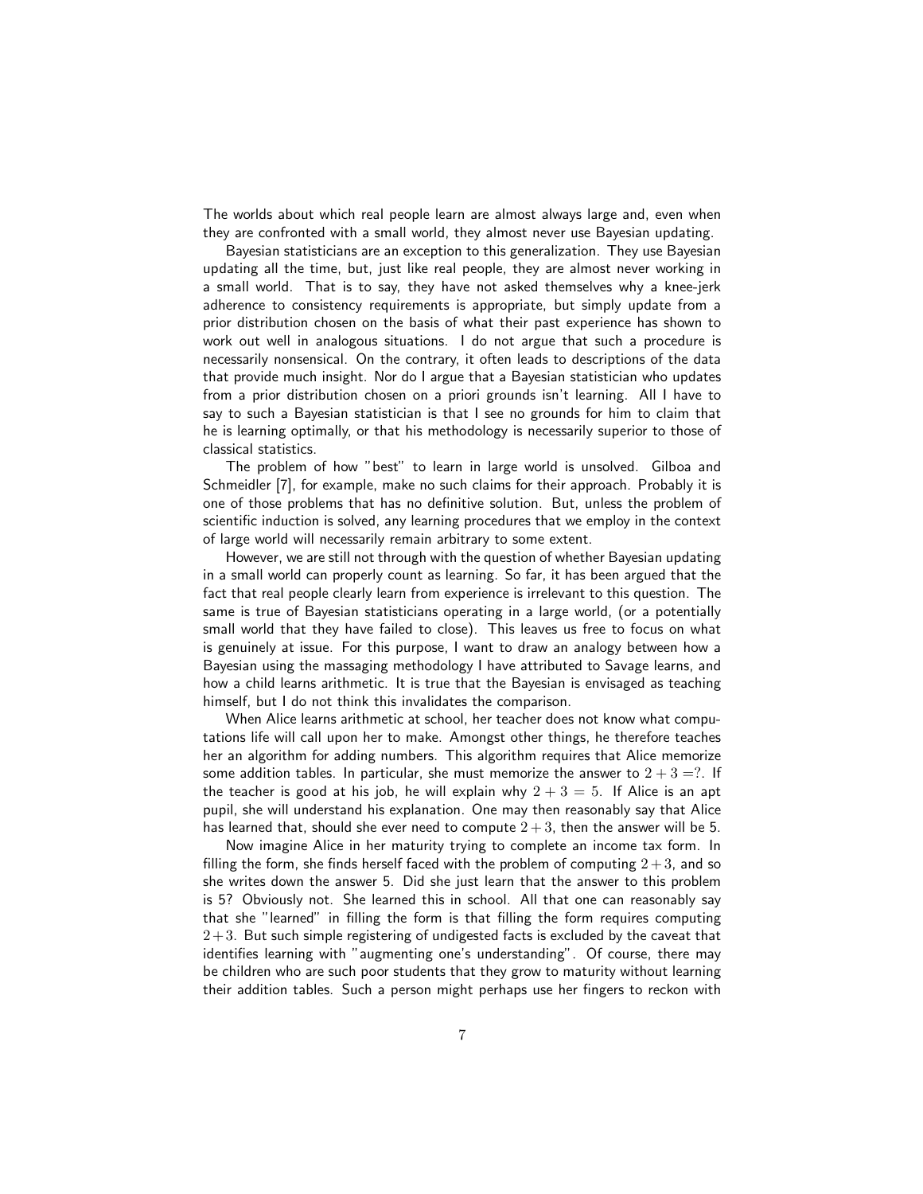The worlds about which real people learn are almost always large and, even when they are confronted with a small world, they almost never use Bayesian updating.

Bayesian statisticians are an exception to this generalization. They use Bayesian updating all the time, but, just like real people, they are almost never working in a small world. That is to say, they have not asked themselves why a knee-jerk adherence to consistency requirements is appropriate, but simply update from a prior distribution chosen on the basis of what their past experience has shown to work out well in analogous situations. I do not argue that such a procedure is necessarily nonsensical. On the contrary, it often leads to descriptions of the data that provide much insight. Nor do I argue that a Bayesian statistician who updates from a prior distribution chosen on a priori grounds isn't learning. All I have to say to such a Bayesian statistician is that I see no grounds for him to claim that he is learning optimally, or that his methodology is necessarily superior to those of classical statistics.

The problem of how "best" to learn in large world is unsolved. Gilboa and Schmeidler [7], for example, make no such claims for their approach. Probably it is one of those problems that has no definitive solution. But, unless the problem of scientific induction is solved, any learning procedures that we employ in the context of large world will necessarily remain arbitrary to some extent.

However, we are still not through with the question of whether Bayesian updating in a small world can properly count as learning. So far, it has been argued that the fact that real people clearly learn from experience is irrelevant to this question. The same is true of Bayesian statisticians operating in a large world, (or a potentially small world that they have failed to close). This leaves us free to focus on what is genuinely at issue. For this purpose, I want to draw an analogy between how a Bayesian using the massaging methodology I have attributed to Savage learns, and how a child learns arithmetic. It is true that the Bayesian is envisaged as teaching himself, but I do not think this invalidates the comparison.

When Alice learns arithmetic at school, her teacher does not know what computations life will call upon her to make. Amongst other things, he therefore teaches her an algorithm for adding numbers. This algorithm requires that Alice memorize some addition tables. In particular, she must memorize the answer to $2 + 3 = ?$. If the teacher is good at his job, he will explain why $2 + 3 = 5$. If Alice is an apt pupil, she will understand his explanation. One may then reasonably say that Alice has learned that, should she ever need to compute $2 + 3$, then the answer will be 5.

Now imagine Alice in her maturity trying to complete an income tax form. In filling the form, she finds herself faced with the problem of computing $2+3$, and so she writes down the answer 5. Did she just learn that the answer to this problem is 5? Obviously not. She learned this in school. All that one can reasonably say that she "learned" in filling the form is that filling the form requires computing $2+3$. But such simple registering of undigested facts is excluded by the caveat that identifies learning with "augmenting one's understanding". Of course, there may be children who are such poor students that they grow to maturity without learning their addition tables. Such a person might perhaps use her fingers to reckon with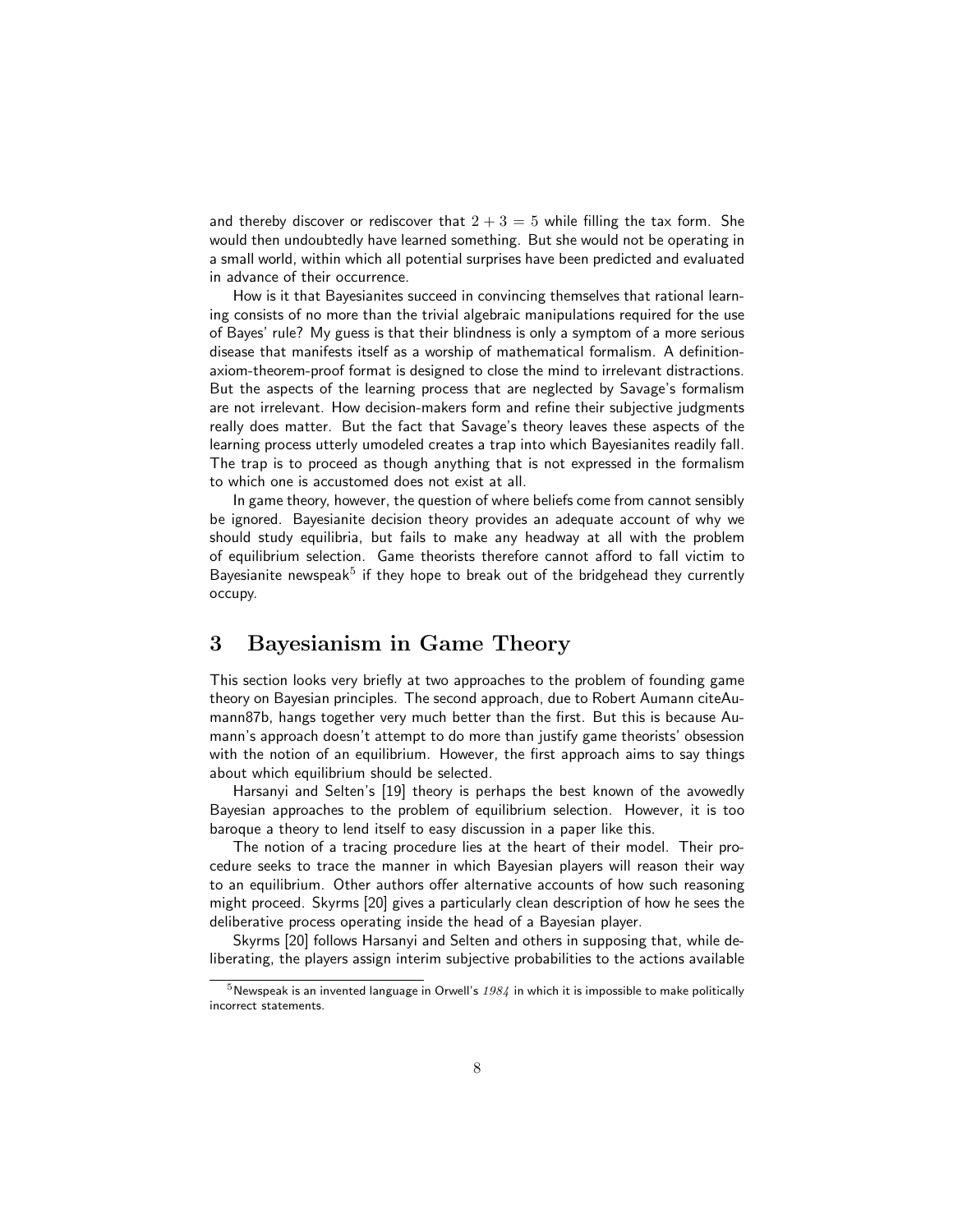and thereby discover or rediscover that $2 + 3 = 5$ while filling the tax form. She would then undoubtedly have learned something. But she would not be operating in a small world, within which all potential surprises have been predicted and evaluated in advance of their occurrence.

How is it that Bayesianites succeed in convincing themselves that rational learning consists of no more than the trivial algebraic manipulations required for the use of Bayes' rule? My guess is that their blindness is only a symptom of a more serious disease that manifests itself as a worship of mathematical formalism. A definition-axiom-theorem-proof format is designed to close the mind to irrelevant distractions. But the aspects of the learning process that are neglected by Savage's formalism are not irrelevant. How decision-makers form and refine their subjective judgments really does matter. But the fact that Savage's theory leaves these aspects of the learning process utterly umodeled creates a trap into which Bayesianites readily fall. The trap is to proceed as though anything that is not expressed in the formalism to which one is accustomed does not exist at all.

In game theory, however, the question of where beliefs come from cannot sensibly be ignored. Bayesianite decision theory provides an adequate account of why we should study equilibria, but fails to make any headway at all with the problem of equilibrium selection. Game theorists therefore cannot afford to fall victim to Bayesianite newspeak[5] if they hope to break out of the bridgehead they currently occupy.

## 3 Bayesianism in Game Theory

This section looks very briefly at two approaches to the problem of founding game theory on Bayesian principles. The second approach, due to Robert Aumann citeAumann87b, hangs together very much better than the first. But this is because Aumann's approach doesn't attempt to do more than justify game theorists' obsession with the notion of an equilibrium. However, the first approach aims to say things about which equilibrium should be selected.

Harsanyi and Selten's [19] theory is perhaps the best known of the avowedly Bayesian approaches to the problem of equilibrium selection. However, it is too baroque a theory to lend itself to easy discussion in a paper like this.

The notion of a tracing procedure lies at the heart of their model. Their procedure seeks to trace the manner in which Bayesian players will reason their way to an equilibrium. Other authors offer alternative accounts of how such reasoning might proceed. Skyrms [20] gives a particularly clean description of how he sees the deliberative process operating inside the head of a Bayesian player.

Skyrms [20] follows Harsanyi and Selten and others in supposing that, while deliberating, the players assign interim subjective probabilities to the actions available

[5] Newspeak is an invented language in Orwell's *1984* in which it is impossible to make politically incorrect statements.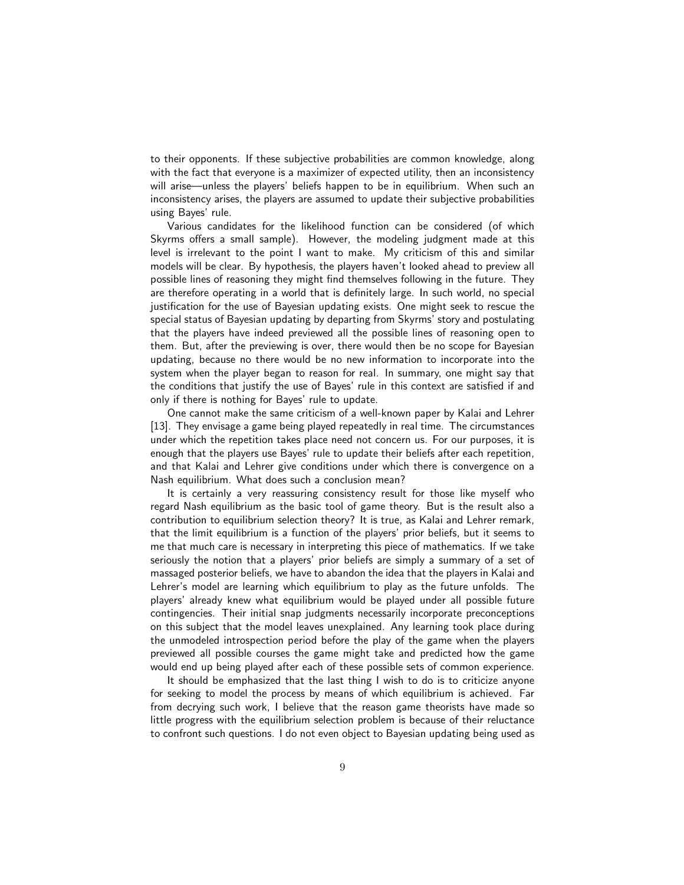to their opponents. If these subjective probabilities are common knowledge, along with the fact that everyone is a maximizer of expected utility, then an inconsistency will arise—unless the players' beliefs happen to be in equilibrium. When such an inconsistency arises, the players are assumed to update their subjective probabilities using Bayes' rule.

Various candidates for the likelihood function can be considered (of which Skyrms offers a small sample). However, the modeling judgment made at this level is irrelevant to the point I want to make. My criticism of this and similar models will be clear. By hypothesis, the players haven't looked ahead to preview all possible lines of reasoning they might find themselves following in the future. They are therefore operating in a world that is definitely large. In such world, no special justification for the use of Bayesian updating exists. One might seek to rescue the special status of Bayesian updating by departing from Skyrms' story and postulating that the players have indeed previewed all the possible lines of reasoning open to them. But, after the previewing is over, there would then be no scope for Bayesian updating, because no there would be no new information to incorporate into the system when the player began to reason for real. In summary, one might say that the conditions that justify the use of Bayes' rule in this context are satisfied if and only if there is nothing for Bayes' rule to update.

One cannot make the same criticism of a well-known paper by Kalai and Lehrer [13]. They envisage a game being played repeatedly in real time. The circumstances under which the repetition takes place need not concern us. For our purposes, it is enough that the players use Bayes' rule to update their beliefs after each repetition, and that Kalai and Lehrer give conditions under which there is convergence on a Nash equilibrium. What does such a conclusion mean?

It is certainly a very reassuring consistency result for those like myself who regard Nash equilibrium as the basic tool of game theory. But is the result also a contribution to equilibrium selection theory? It is true, as Kalai and Lehrer remark, that the limit equilibrium is a function of the players' prior beliefs, but it seems to me that much care is necessary in interpreting this piece of mathematics. If we take seriously the notion that a players' prior beliefs are simply a summary of a set of massaged posterior beliefs, we have to abandon the idea that the players in Kalai and Lehrer's model are learning which equilibrium to play as the future unfolds. The players' already knew what equilibrium would be played under all possible future contingencies. Their initial snap judgments necessarily incorporate preconceptions on this subject that the model leaves unexplained. Any learning took place during the unmodeled introspection period before the play of the game when the players previewed all possible courses the game might take and predicted how the game would end up being played after each of these possible sets of common experience.

It should be emphasized that the last thing I wish to do is to criticize anyone for seeking to model the process by means of which equilibrium is achieved. Far from decrying such work, I believe that the reason game theorists have made so little progress with the equilibrium selection problem is because of their reluctance to confront such questions. I do not even object to Bayesian updating being used as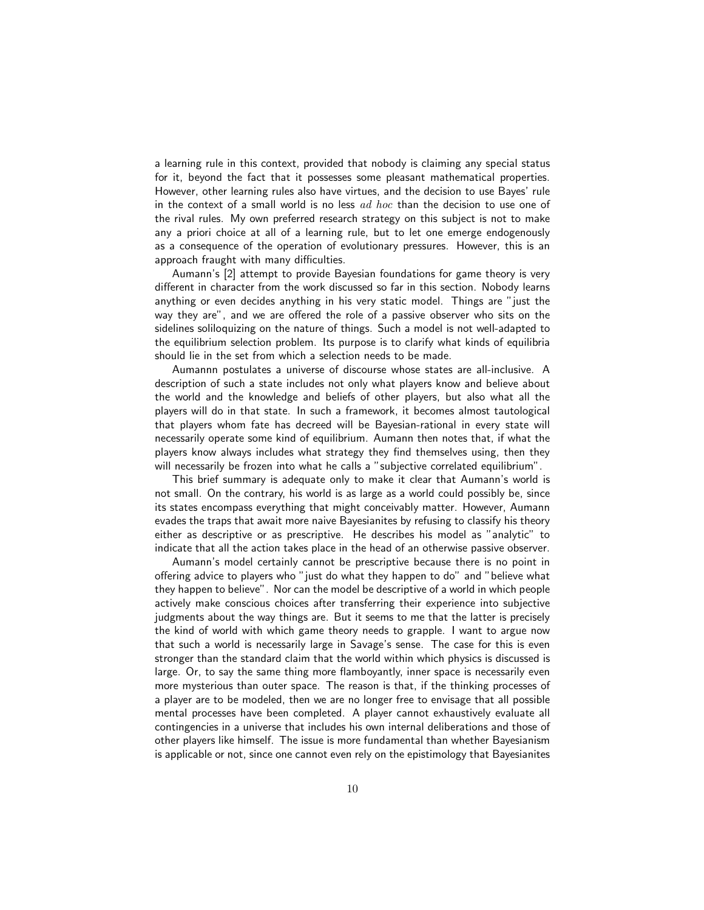a learning rule in this context, provided that nobody is claiming any special status for it, beyond the fact that it possesses some pleasant mathematical properties. However, other learning rules also have virtues, and the decision to use Bayes' rule in the context of a small world is no less *ad hoc* than the decision to use one of the rival rules. My own preferred research strategy on this subject is not to make any a priori choice at all of a learning rule, but to let one emerge endogenously as a consequence of the operation of evolutionary pressures. However, this is an approach fraught with many difficulties.

Aumann's [2] attempt to provide Bayesian foundations for game theory is very different in character from the work discussed so far in this section. Nobody learns anything or even decides anything in his very static model. Things are "just the way they are", and we are offered the role of a passive observer who sits on the sidelines soliloquizing on the nature of things. Such a model is not well-adapted to the equilibrium selection problem. Its purpose is to clarify what kinds of equilibria should lie in the set from which a selection needs to be made.

Aumannn postulates a universe of discourse whose states are all-inclusive. A description of such a state includes not only what players know and believe about the world and the knowledge and beliefs of other players, but also what all the players will do in that state. In such a framework, it becomes almost tautological that players whom fate has decreed will be Bayesian-rational in every state will necessarily operate some kind of equilibrium. Aumann then notes that, if what the players know always includes what strategy they find themselves using, then they will necessarily be frozen into what he calls a "subjective correlated equilibrium".

This brief summary is adequate only to make it clear that Aumann's world is not small. On the contrary, his world is as large as a world could possibly be, since its states encompass everything that might conceivably matter. However, Aumann evades the traps that await more naive Bayesianites by refusing to classify his theory either as descriptive or as prescriptive. He describes his model as "analytic" to indicate that all the action takes place in the head of an otherwise passive observer.

Aumann's model certainly cannot be prescriptive because there is no point in offering advice to players who "just do what they happen to do" and "believe what they happen to believe". Nor can the model be descriptive of a world in which people actively make conscious choices after transferring their experience into subjective judgments about the way things are. But it seems to me that the latter is precisely the kind of world with which game theory needs to grapple. I want to argue now that such a world is necessarily large in Savage's sense. The case for this is even stronger than the standard claim that the world within which physics is discussed is large. Or, to say the same thing more flamboyantly, inner space is necessarily even more mysterious than outer space. The reason is that, if the thinking processes of a player are to be modeled, then we are no longer free to envisage that all possible mental processes have been completed. A player cannot exhaustively evaluate all contingencies in a universe that includes his own internal deliberations and those of other players like himself. The issue is more fundamental than whether Bayesianism is applicable or not, since one cannot even rely on the epistimology that Bayesianites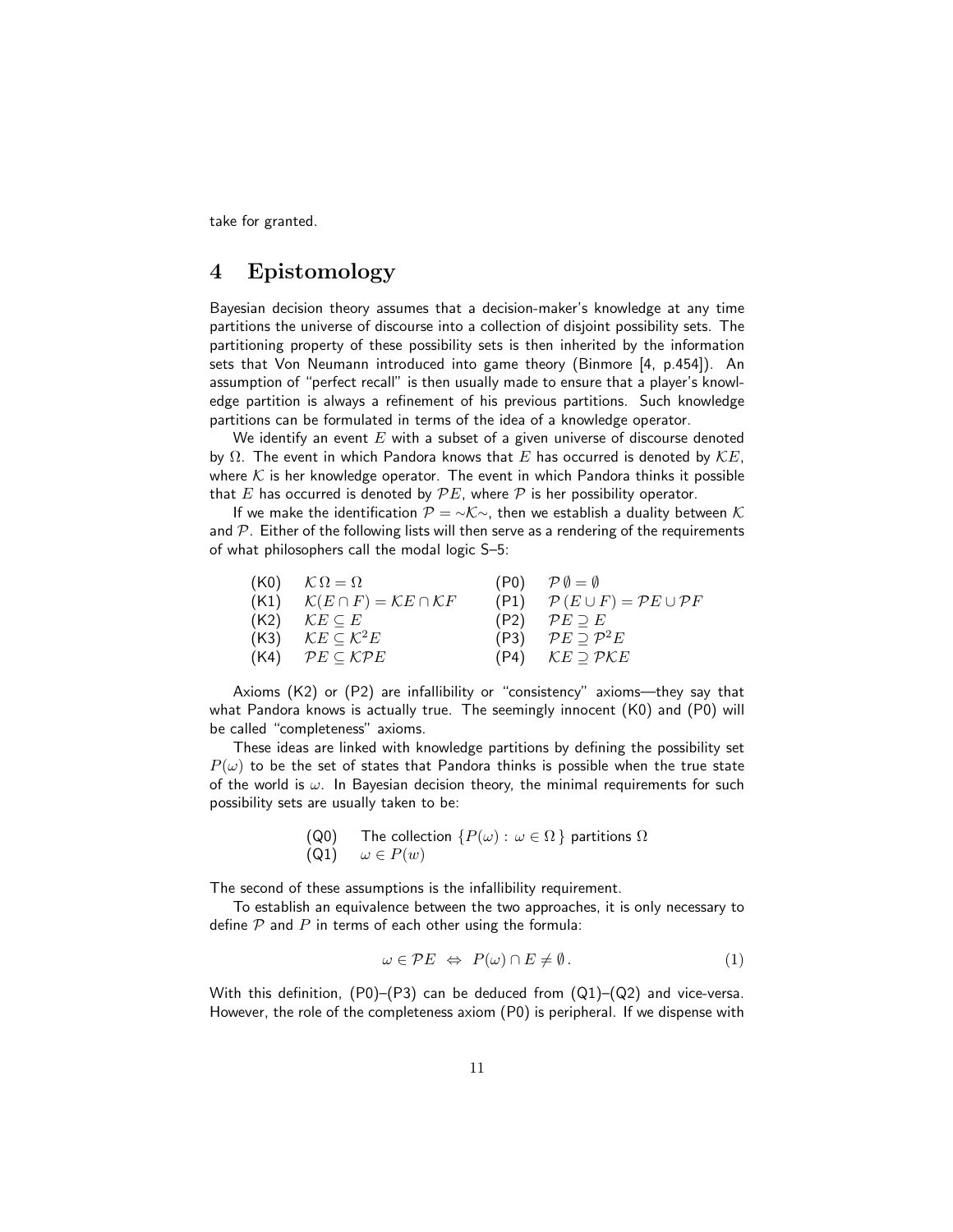take for granted.

## 4 Epistomology

Bayesian decision theory assumes that a decision-maker's knowledge at any time partitions the universe of discourse into a collection of disjoint possibility sets. The partitioning property of these possibility sets is then inherited by the information sets that Von Neumann introduced into game theory (Binmore [4, p.454]). An assumption of "perfect recall" is then usually made to ensure that a player's knowledge partition is always a refinement of his previous partitions. Such knowledge partitions can be formulated in terms of the idea of a knowledge operator.

We identify an event $E$ with a subset of a given universe of discourse denoted by $\Omega$. The event in which Pandora knows that $E$ has occurred is denoted by $\mathcal{K}E$, where $\mathcal{K}$ is her knowledge operator. The event in which Pandora thinks it possible that $E$ has occurred is denoted by $\mathcal{P}E$, where $\mathcal{P}$ is her possibility operator.

If we make the identification $\mathcal{P} = \sim\mathcal{K}\sim$, then we establish a duality between $\mathcal{K}$ and $\mathcal{P}$. Either of the following lists will then serve as a rendering of the requirements of what philosophers call the modal logic S–5:

| | | | |
|---|---|---|---|
| (K0) | $\mathcal{K}\,\Omega = \Omega$ | (P0) | $\mathcal{P}\,\emptyset = \emptyset$ |
| (K1) | $\mathcal{K}(E \cap F) = \mathcal{K}E \cap \mathcal{K}F$ | (P1) | $\mathcal{P}\,(E \cup F) = \mathcal{P}E \cup \mathcal{P}F$ |
| (K2) | $\mathcal{K}E \subseteq E$ | (P2) | $\mathcal{P}E \supseteq E$ |
| (K3) | $\mathcal{K}E \subseteq \mathcal{K}^2 E$ | (P3) | $\mathcal{P}E \supseteq \mathcal{P}^2 E$ |
| (K4) | $\mathcal{P}E \subseteq \mathcal{K}\mathcal{P}E$ | (P4) | $\mathcal{K}E \supseteq \mathcal{P}\mathcal{K}E$ |

Axioms (K2) or (P2) are infallibility or "consistency" axioms—they say that what Pandora knows is actually true. The seemingly innocent (K0) and (P0) will be called "completeness" axioms.

These ideas are linked with knowledge partitions by defining the possibility set $P(\omega)$ to be the set of states that Pandora thinks is possible when the true state of the world is $\omega$. In Bayesian decision theory, the minimal requirements for such possibility sets are usually taken to be:

(Q0) The collection $\{P(\omega) : \omega \in \Omega\}$ partitions $\Omega$
(Q1) $\omega \in P(w)$

The second of these assumptions is the infallibility requirement.

To establish an equivalence between the two approaches, it is only necessary to define $\mathcal{P}$ and $P$ in terms of each other using the formula:

$$\omega \in \mathcal{P}E \;\Leftrightarrow\; P(\omega) \cap E \neq \emptyset\,. \tag{1}$$

With this definition, (P0)–(P3) can be deduced from (Q1)–(Q2) and vice-versa. However, the role of the completeness axiom (P0) is peripheral. If we dispense with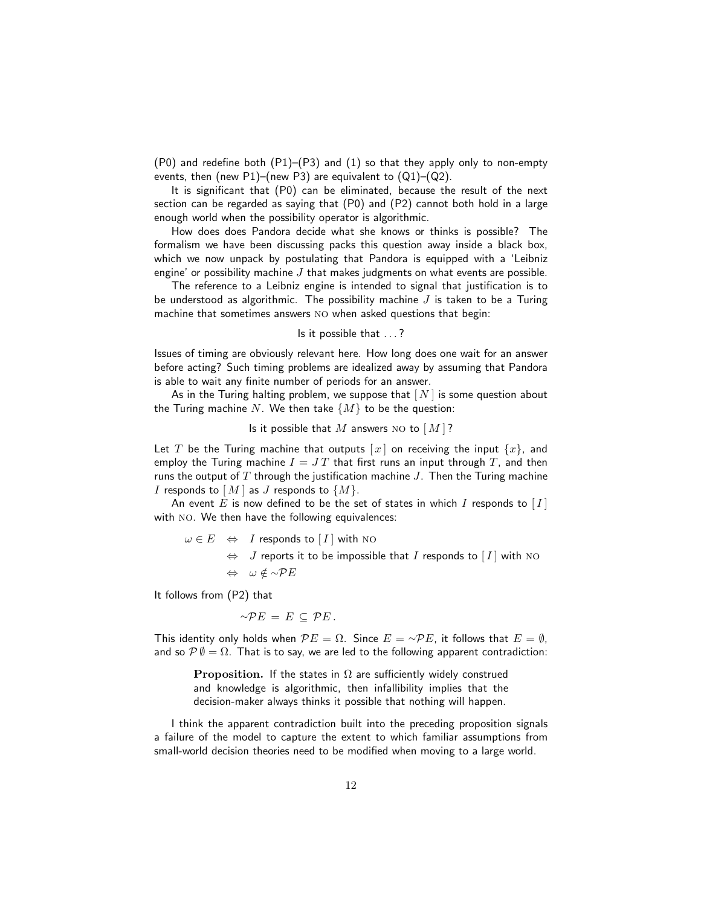(P0) and redefine both (P1)–(P3) and (1) so that they apply only to non-empty events, then (new P1)–(new P3) are equivalent to (Q1)–(Q2).

It is significant that (P0) can be eliminated, because the result of the next section can be regarded as saying that (P0) and (P2) cannot both hold in a large enough world when the possibility operator is algorithmic.

How does does Pandora decide what she knows or thinks is possible? The formalism we have been discussing packs this question away inside a black box, which we now unpack by postulating that Pandora is equipped with a 'Leibniz engine' or possibility machine $J$ that makes judgments on what events are possible.

The reference to a Leibniz engine is intended to signal that justification is to be understood as algorithmic. The possibility machine $J$ is taken to be a Turing machine that sometimes answers NO when asked questions that begin:

Is it possible that ... ?

Issues of timing are obviously relevant here. How long does one wait for an answer before acting? Such timing problems are idealized away by assuming that Pandora is able to wait any finite number of periods for an answer.

As in the Turing halting problem, we suppose that $[\,N\,]$ is some question about the Turing machine $N$. We then take $\{M\}$ to be the question:

Is it possible that $M$ answers NO to $[\,M\,]$?

Let $T$ be the Turing machine that outputs $[\,x\,]$ on receiving the input $\{x\}$, and employ the Turing machine $I = J\,T$ that first runs an input through $T$, and then runs the output of $T$ through the justification machine $J$. Then the Turing machine $I$ responds to $[\,M\,]$ as $J$ responds to $\{M\}$.

An event $E$ is now defined to be the set of states in which $I$ responds to $[\,I\,]$ with NO. We then have the following equivalences:

$$
\begin{aligned}
\omega \in E \quad &\Leftrightarrow \quad I \text{ responds to } [\,I\,] \text{ with NO} \\
&\Leftrightarrow \quad J \text{ reports it to be impossible that } I \text{ responds to } [\,I\,] \text{ with NO} \\
&\Leftrightarrow \quad \omega \notin {\sim}\mathcal{P}E
\end{aligned}
$$

It follows from (P2) that

$$
{\sim}\mathcal{P}E \,=\, E \,\subseteq\, \mathcal{P}E\,.
$$

This identity only holds when $\mathcal{P}E = \Omega$. Since $E = {\sim}\mathcal{P}E$, it follows that $E = \emptyset$, and so $\mathcal{P}\,\emptyset = \Omega$. That is to say, we are led to the following apparent contradiction:

> **Proposition.** If the states in $\Omega$ are sufficiently widely construed and knowledge is algorithmic, then infallibility implies that the decision-maker always thinks it possible that nothing will happen.

I think the apparent contradiction built into the preceding proposition signals a failure of the model to capture the extent to which familiar assumptions from small-world decision theories need to be modified when moving to a large world.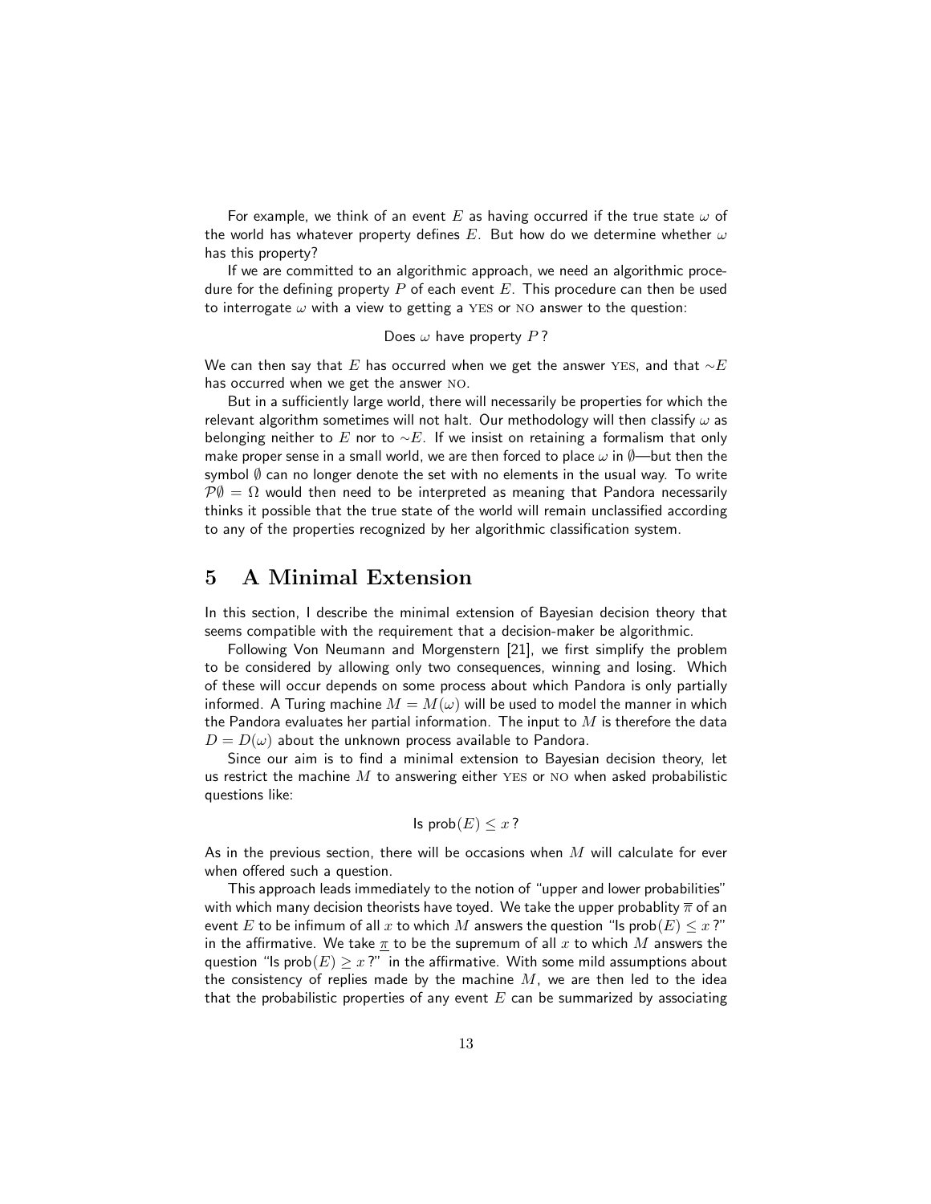For example, we think of an event $E$ as having occurred if the true state $\omega$ of the world has whatever property defines $E$. But how do we determine whether $\omega$ has this property?

If we are committed to an algorithmic approach, we need an algorithmic procedure for the defining property $P$ of each event $E$. This procedure can then be used to interrogate $\omega$ with a view to getting a YES or NO answer to the question:

Does $\omega$ have property $P$?

We can then say that $E$ has occurred when we get the answer YES, and that $\sim E$ has occurred when we get the answer NO.

But in a sufficiently large world, there will necessarily be properties for which the relevant algorithm sometimes will not halt. Our methodology will then classify $\omega$ as belonging neither to $E$ nor to $\sim E$. If we insist on retaining a formalism that only make proper sense in a small world, we are then forced to place $\omega$ in $\emptyset$—but then the symbol $\emptyset$ can no longer denote the set with no elements in the usual way. To write $\mathcal{P}\emptyset = \Omega$ would then need to be interpreted as meaning that Pandora necessarily thinks it possible that the true state of the world will remain unclassified according to any of the properties recognized by her algorithmic classification system.

## 5 A Minimal Extension

In this section, I describe the minimal extension of Bayesian decision theory that seems compatible with the requirement that a decision-maker be algorithmic.

Following Von Neumann and Morgenstern [21], we first simplify the problem to be considered by allowing only two consequences, winning and losing. Which of these will occur depends on some process about which Pandora is only partially informed. A Turing machine $M = M(\omega)$ will be used to model the manner in which the Pandora evaluates her partial information. The input to $M$ is therefore the data $D = D(\omega)$ about the unknown process available to Pandora.

Since our aim is to find a minimal extension to Bayesian decision theory, let us restrict the machine $M$ to answering either YES or NO when asked probabilistic questions like:

Is $\text{prob}(E) \leq x$?

As in the previous section, there will be occasions when $M$ will calculate for ever when offered such a question.

This approach leads immediately to the notion of "upper and lower probabilities" with which many decision theorists have toyed. We take the upper probablity $\overline{\pi}$ of an event $E$ to be infimum of all $x$ to which $M$ answers the question "Is $\text{prob}(E) \leq x$?" in the affirmative. We take $\underline{\pi}$ to be the supremum of all $x$ to which $M$ answers the question "Is $\text{prob}(E) \geq x$?" in the affirmative. With some mild assumptions about the consistency of replies made by the machine $M$, we are then led to the idea that the probabilistic properties of any event $E$ can be summarized by associating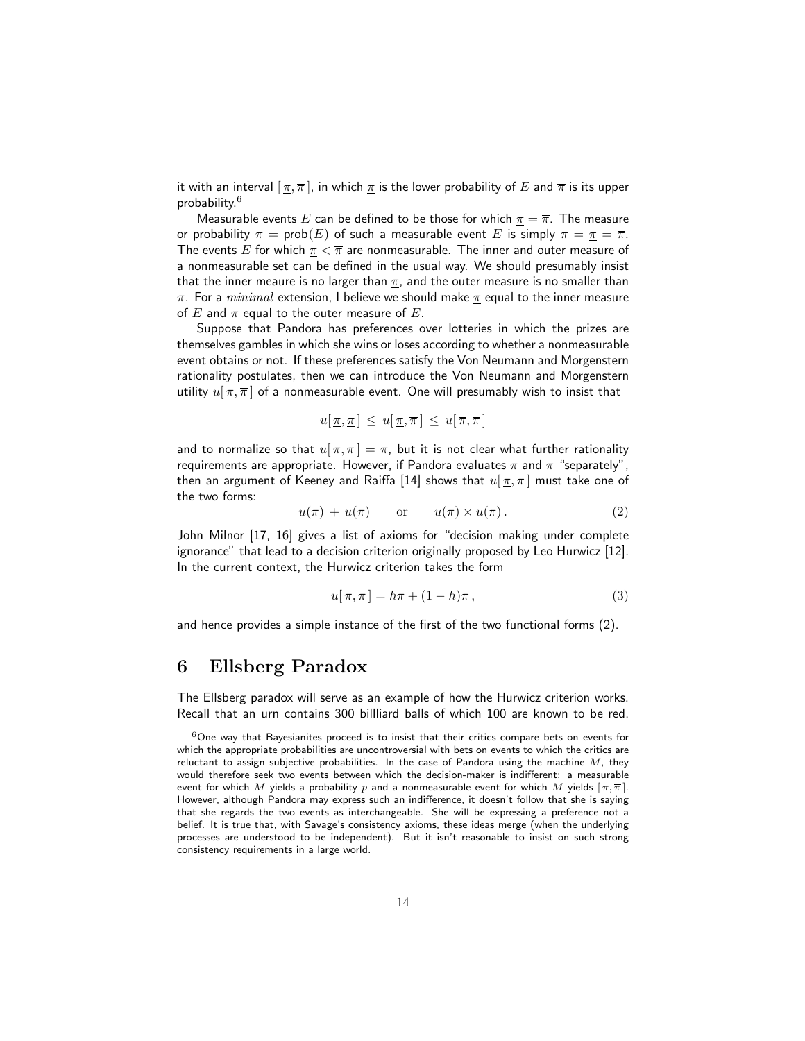it with an interval $[\,\underline{\pi}, \overline{\pi}\,]$, in which $\underline{\pi}$ is the lower probability of $E$ and $\overline{\pi}$ is its upper probability.[6]

Measurable events $E$ can be defined to be those for which $\underline{\pi} = \overline{\pi}$. The measure or probability $\pi = \text{prob}(E)$ of such a measurable event $E$ is simply $\pi = \underline{\pi} = \overline{\pi}$. The events $E$ for which $\underline{\pi} < \overline{\pi}$ are nonmeasurable. The inner and outer measure of a nonmeasurable set can be defined in the usual way. We should presumably insist that the inner meaure is no larger than $\underline{\pi}$, and the outer measure is no smaller than $\overline{\pi}$. For a *minimal* extension, I believe we should make $\underline{\pi}$ equal to the inner measure of $E$ and $\overline{\pi}$ equal to the outer measure of $E$.

Suppose that Pandora has preferences over lotteries in which the prizes are themselves gambles in which she wins or loses according to whether a nonmeasurable event obtains or not. If these preferences satisfy the Von Neumann and Morgenstern rationality postulates, then we can introduce the Von Neumann and Morgenstern utility $u[\,\underline{\pi}, \overline{\pi}\,]$ of a nonmeasurable event. One will presumably wish to insist that

$$u[\,\underline{\pi}, \underline{\pi}\,] \;\leq\; u[\,\underline{\pi}, \overline{\pi}\,] \;\leq\; u[\,\overline{\pi}, \overline{\pi}\,]$$

and to normalize so that $u[\,\pi, \pi\,] = \pi$, but it is not clear what further rationality requirements are appropriate. However, if Pandora evaluates $\underline{\pi}$ and $\overline{\pi}$ "separately", then an argument of Keeney and Raiffa [14] shows that $u[\,\underline{\pi}, \overline{\pi}\,]$ must take one of the two forms:

$$u(\underline{\pi}) \,+\, u(\overline{\pi}) \qquad \text{or} \qquad u(\underline{\pi}) \times u(\overline{\pi})\,. \tag{2}$$

John Milnor [17, 16] gives a list of axioms for "decision making under complete ignorance" that lead to a decision criterion originally proposed by Leo Hurwicz [12]. In the current context, the Hurwicz criterion takes the form

$$u[\,\underline{\pi}, \overline{\pi}\,] = h\underline{\pi} + (1-h)\overline{\pi}\,, \tag{3}$$

and hence provides a simple instance of the first of the two functional forms (2).

# 6 Ellsberg Paradox

The Ellsberg paradox will serve as an example of how the Hurwicz criterion works. Recall that an urn contains 300 billliard balls of which 100 are known to be red.

[6] One way that Bayesianites proceed is to insist that their critics compare bets on events for which the appropriate probabilities are uncontroversial with bets on events to which the critics are reluctant to assign subjective probabilities. In the case of Pandora using the machine $M$, they would therefore seek two events between which the decision-maker is indifferent: a measurable event for which $M$ yields a probability $p$ and a nonmeasurable event for which $M$ yields $[\,\underline{\pi}, \overline{\pi}\,]$. However, although Pandora may express such an indifference, it doesn't follow that she is saying that she regards the two events as interchangeable. She will be expressing a preference not a belief. It is true that, with Savage's consistency axioms, these ideas merge (when the underlying processes are understood to be independent). But it isn't reasonable to insist on such strong consistency requirements in a large world.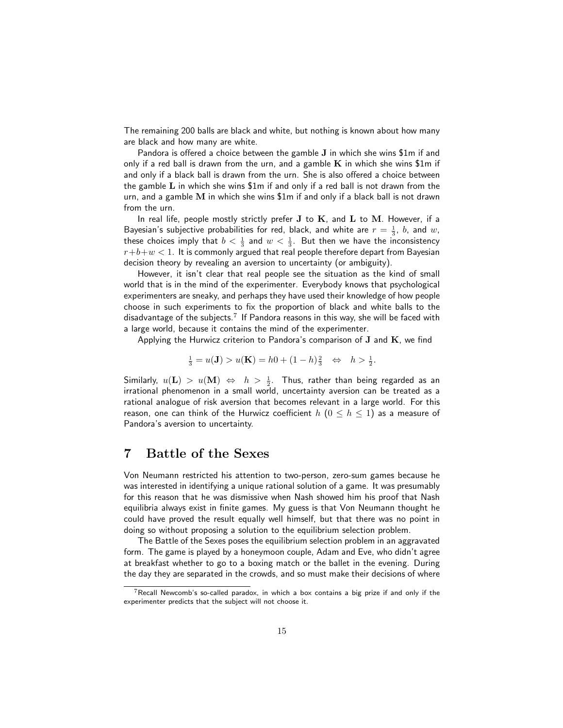The remaining 200 balls are black and white, but nothing is known about how many are black and how many are white.

Pandora is offered a choice between the gamble $\mathbf{J}$ in which she wins \$1m if and only if a red ball is drawn from the urn, and a gamble $\mathbf{K}$ in which she wins \$1m if and only if a black ball is drawn from the urn. She is also offered a choice between the gamble $\mathbf{L}$ in which she wins \$1m if and only if a red ball is not drawn from the urn, and a gamble $\mathbf{M}$ in which she wins \$1m if and only if a black ball is not drawn from the urn.

In real life, people mostly strictly prefer $\mathbf{J}$ to $\mathbf{K}$, and $\mathbf{L}$ to $\mathbf{M}$. However, if a Bayesian's subjective probabilities for red, black, and white are $r = \frac{1}{3}$, $b$, and $w$, these choices imply that $b < \frac{1}{3}$ and $w < \frac{1}{3}$. But then we have the inconsistency $r+b+w < 1$. It is commonly argued that real people therefore depart from Bayesian decision theory by revealing an aversion to uncertainty (or ambiguity).

However, it isn't clear that real people see the situation as the kind of small world that is in the mind of the experimenter. Everybody knows that psychological experimenters are sneaky, and perhaps they have used their knowledge of how people choose in such experiments to fix the proportion of black and white balls to the disadvantage of the subjects.[7] If Pandora reasons in this way, she will be faced with a large world, because it contains the mind of the experimenter.

Applying the Hurwicz criterion to Pandora's comparison of $\mathbf{J}$ and $\mathbf{K}$, we find

$$\tfrac{1}{3} = u(\mathbf{J}) > u(\mathbf{K}) = h0 + (1-h)\tfrac{2}{3} \quad \Leftrightarrow \quad h > \tfrac{1}{2}.$$

Similarly, $u(\mathbf{L}) > u(\mathbf{M}) \;\Leftrightarrow\; h > \frac{1}{2}$. Thus, rather than being regarded as an irrational phenomenon in a small world, uncertainty aversion can be treated as a rational analogue of risk aversion that becomes relevant in a large world. For this reason, one can think of the Hurwicz coefficient $h$ $(0 \leq h \leq 1)$ as a measure of Pandora's aversion to uncertainty.

# 7 Battle of the Sexes

Von Neumann restricted his attention to two-person, zero-sum games because he was interested in identifying a unique rational solution of a game. It was presumably for this reason that he was dismissive when Nash showed him his proof that Nash equilibria always exist in finite games. My guess is that Von Neumann thought he could have proved the result equally well himself, but that there was no point in doing so without proposing a solution to the equilibrium selection problem.

The Battle of the Sexes poses the equilibrium selection problem in an aggravated form. The game is played by a honeymoon couple, Adam and Eve, who didn't agree at breakfast whether to go to a boxing match or the ballet in the evening. During the day they are separated in the crowds, and so must make their decisions of where

[7] Recall Newcomb's so-called paradox, in which a box contains a big prize if and only if the experimenter predicts that the subject will not choose it.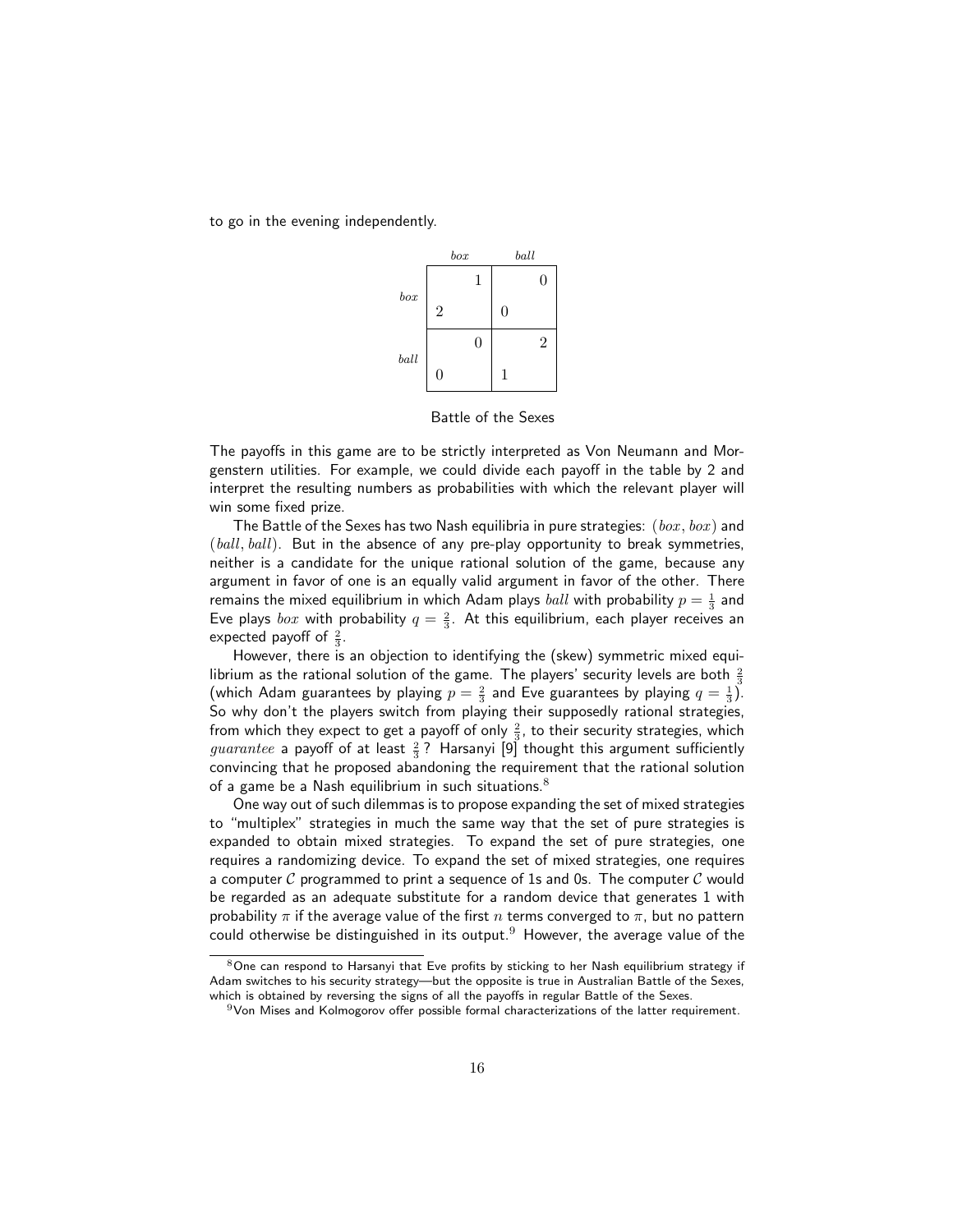to go in the evening independently.

| | $box$ | $ball$ |
|---|---|---|
| $box$ | 2, 1 | 0, 0 |
| $ball$ | 0, 0 | 1, 2 |

Battle of the Sexes

The payoffs in this game are to be strictly interpreted as Von Neumann and Morgenstern utilities. For example, we could divide each payoff in the table by 2 and interpret the resulting numbers as probabilities with which the relevant player will win some fixed prize.

The Battle of the Sexes has two Nash equilibria in pure strategies: $(box, box)$ and $(ball, ball)$. But in the absence of any pre-play opportunity to break symmetries, neither is a candidate for the unique rational solution of the game, because any argument in favor of one is an equally valid argument in favor of the other. There remains the mixed equilibrium in which Adam plays $ball$ with probability $p = \frac{1}{3}$ and Eve plays $box$ with probability $q = \frac{2}{3}$. At this equilibrium, each player receives an expected payoff of $\frac{2}{3}$.

However, there is an objection to identifying the (skew) symmetric mixed equilibrium as the rational solution of the game. The players' security levels are both $\frac{2}{3}$ (which Adam guarantees by playing $p = \frac{2}{3}$ and Eve guarantees by playing $q = \frac{1}{3}$). So why don't the players switch from playing their supposedly rational strategies, from which they expect to get a payoff of only $\frac{2}{3}$, to their security strategies, which *guarantee* a payoff of at least $\frac{2}{3}$? Harsanyi [9] thought this argument sufficiently convincing that he proposed abandoning the requirement that the rational solution of a game be a Nash equilibrium in such situations.[8]

One way out of such dilemmas is to propose expanding the set of mixed strategies to "multiplex" strategies in much the same way that the set of pure strategies is expanded to obtain mixed strategies. To expand the set of pure strategies, one requires a randomizing device. To expand the set of mixed strategies, one requires a computer $\mathcal{C}$ programmed to print a sequence of 1s and 0s. The computer $\mathcal{C}$ would be regarded as an adequate substitute for a random device that generates 1 with probability $\pi$ if the average value of the first $n$ terms converged to $\pi$, but no pattern could otherwise be distinguished in its output.[9] However, the average value of the

[8] One can respond to Harsanyi that Eve profits by sticking to her Nash equilibrium strategy if Adam switches to his security strategy—but the opposite is true in Australian Battle of the Sexes, which is obtained by reversing the signs of all the payoffs in regular Battle of the Sexes.

[9] Von Mises and Kolmogorov offer possible formal characterizations of the latter requirement.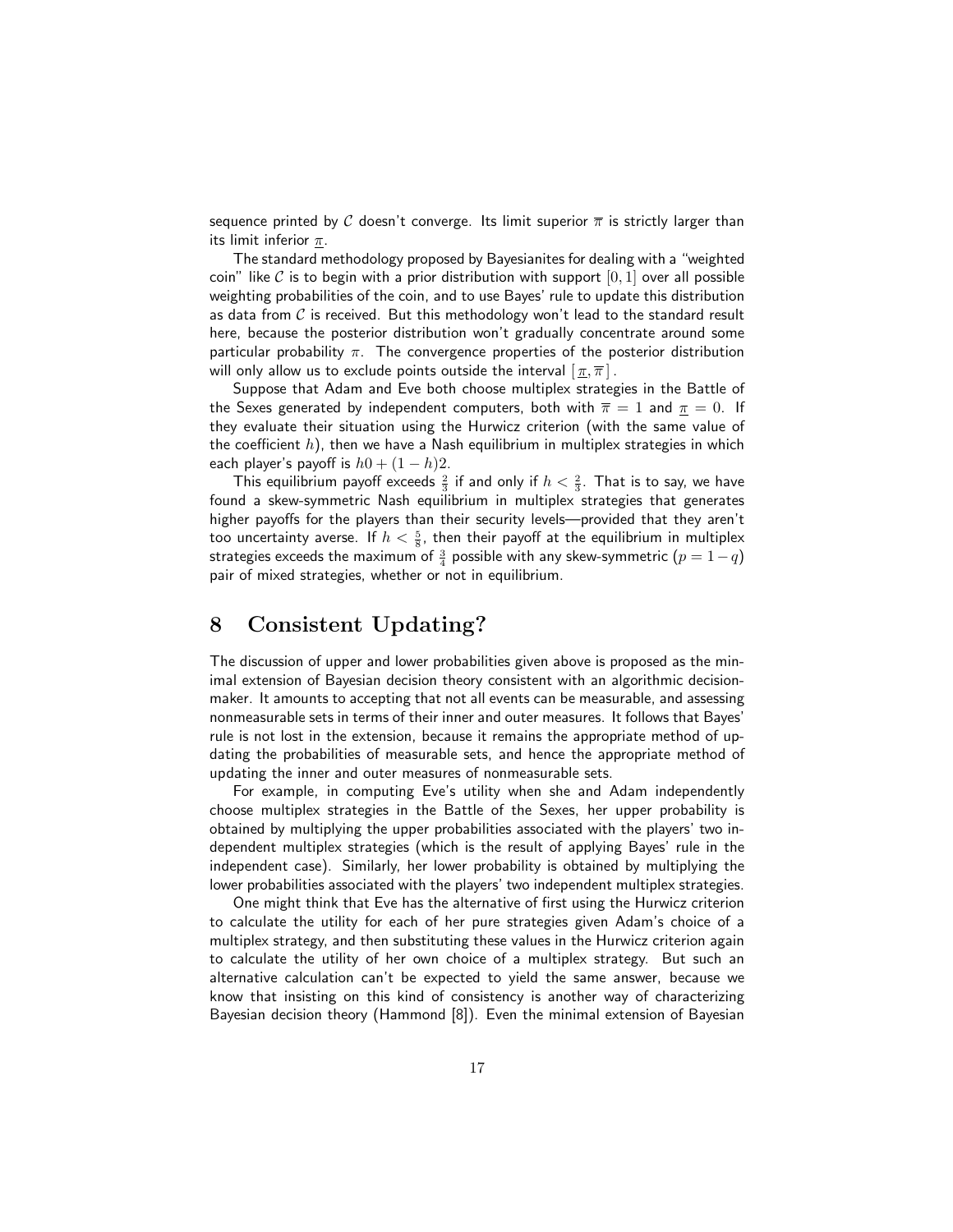sequence printed by $\mathcal{C}$ doesn't converge. Its limit superior $\overline{\pi}$ is strictly larger than its limit inferior $\underline{\pi}$.

The standard methodology proposed by Bayesianites for dealing with a "weighted coin" like $\mathcal{C}$ is to begin with a prior distribution with support $[0, 1]$ over all possible weighting probabilities of the coin, and to use Bayes' rule to update this distribution as data from $\mathcal{C}$ is received. But this methodology won't lead to the standard result here, because the posterior distribution won't gradually concentrate around some particular probability $\pi$. The convergence properties of the posterior distribution will only allow us to exclude points outside the interval $[\underline{\pi}, \overline{\pi}]$.

Suppose that Adam and Eve both choose multiplex strategies in the Battle of the Sexes generated by independent computers, both with $\overline{\pi} = 1$ and $\underline{\pi} = 0$. If they evaluate their situation using the Hurwicz criterion (with the same value of the coefficient $h$), then we have a Nash equilibrium in multiplex strategies in which each player's payoff is $h0 + (1 - h)2$.

This equilibrium payoff exceeds $\frac{2}{3}$ if and only if $h < \frac{2}{3}$. That is to say, we have found a skew-symmetric Nash equilibrium in multiplex strategies that generates higher payoffs for the players than their security levels—provided that they aren't too uncertainty averse. If $h < \frac{5}{8}$, then their payoff at the equilibrium in multiplex strategies exceeds the maximum of $\frac{3}{4}$ possible with any skew-symmetric $(p = 1 - q)$ pair of mixed strategies, whether or not in equilibrium.

# 8 Consistent Updating?

The discussion of upper and lower probabilities given above is proposed as the minimal extension of Bayesian decision theory consistent with an algorithmic decision-maker. It amounts to accepting that not all events can be measurable, and assessing nonmeasurable sets in terms of their inner and outer measures. It follows that Bayes' rule is not lost in the extension, because it remains the appropriate method of updating the probabilities of measurable sets, and hence the appropriate method of updating the inner and outer measures of nonmeasurable sets.

For example, in computing Eve's utility when she and Adam independently choose multiplex strategies in the Battle of the Sexes, her upper probability is obtained by multiplying the upper probabilities associated with the players' two independent multiplex strategies (which is the result of applying Bayes' rule in the independent case). Similarly, her lower probability is obtained by multiplying the lower probabilities associated with the players' two independent multiplex strategies.

One might think that Eve has the alternative of first using the Hurwicz criterion to calculate the utility for each of her pure strategies given Adam's choice of a multiplex strategy, and then substituting these values in the Hurwicz criterion again to calculate the utility of her own choice of a multiplex strategy. But such an alternative calculation can't be expected to yield the same answer, because we know that insisting on this kind of consistency is another way of characterizing Bayesian decision theory (Hammond [8]). Even the minimal extension of Bayesian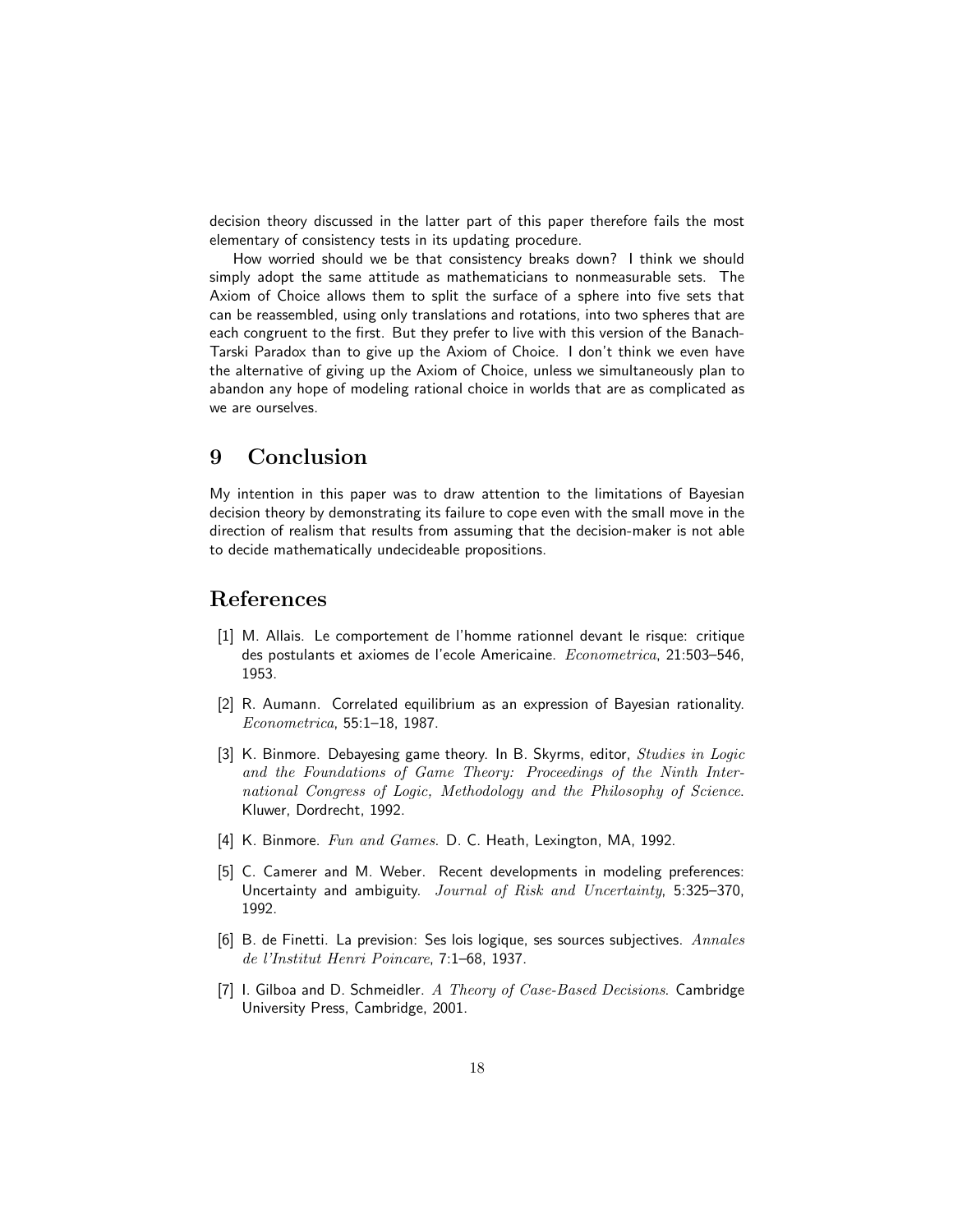decision theory discussed in the latter part of this paper therefore fails the most elementary of consistency tests in its updating procedure.

How worried should we be that consistency breaks down? I think we should simply adopt the same attitude as mathematicians to nonmeasurable sets. The Axiom of Choice allows them to split the surface of a sphere into five sets that can be reassembled, using only translations and rotations, into two spheres that are each congruent to the first. But they prefer to live with this version of the Banach-Tarski Paradox than to give up the Axiom of Choice. I don't think we even have the alternative of giving up the Axiom of Choice, unless we simultaneously plan to abandon any hope of modeling rational choice in worlds that are as complicated as we are ourselves.

## 9 Conclusion

My intention in this paper was to draw attention to the limitations of Bayesian decision theory by demonstrating its failure to cope even with the small move in the direction of realism that results from assuming that the decision-maker is not able to decide mathematically undecideable propositions.

## References

[1] M. Allais. Le comportement de l'homme rationnel devant le risque: critique des postulants et axiomes de l'ecole Americaine. *Econometrica*, 21:503–546, 1953.

[2] R. Aumann. Correlated equilibrium as an expression of Bayesian rationality. *Econometrica*, 55:1–18, 1987.

[3] K. Binmore. Debayesing game theory. In B. Skyrms, editor, *Studies in Logic and the Foundations of Game Theory: Proceedings of the Ninth International Congress of Logic, Methodology and the Philosophy of Science*. Kluwer, Dordrecht, 1992.

[4] K. Binmore. *Fun and Games*. D. C. Heath, Lexington, MA, 1992.

[5] C. Camerer and M. Weber. Recent developments in modeling preferences: Uncertainty and ambiguity. *Journal of Risk and Uncertainty*, 5:325–370, 1992.

[6] B. de Finetti. La prevision: Ses lois logique, ses sources subjectives. *Annales de l'Institut Henri Poincare*, 7:1–68, 1937.

[7] I. Gilboa and D. Schmeidler. *A Theory of Case-Based Decisions*. Cambridge University Press, Cambridge, 2001.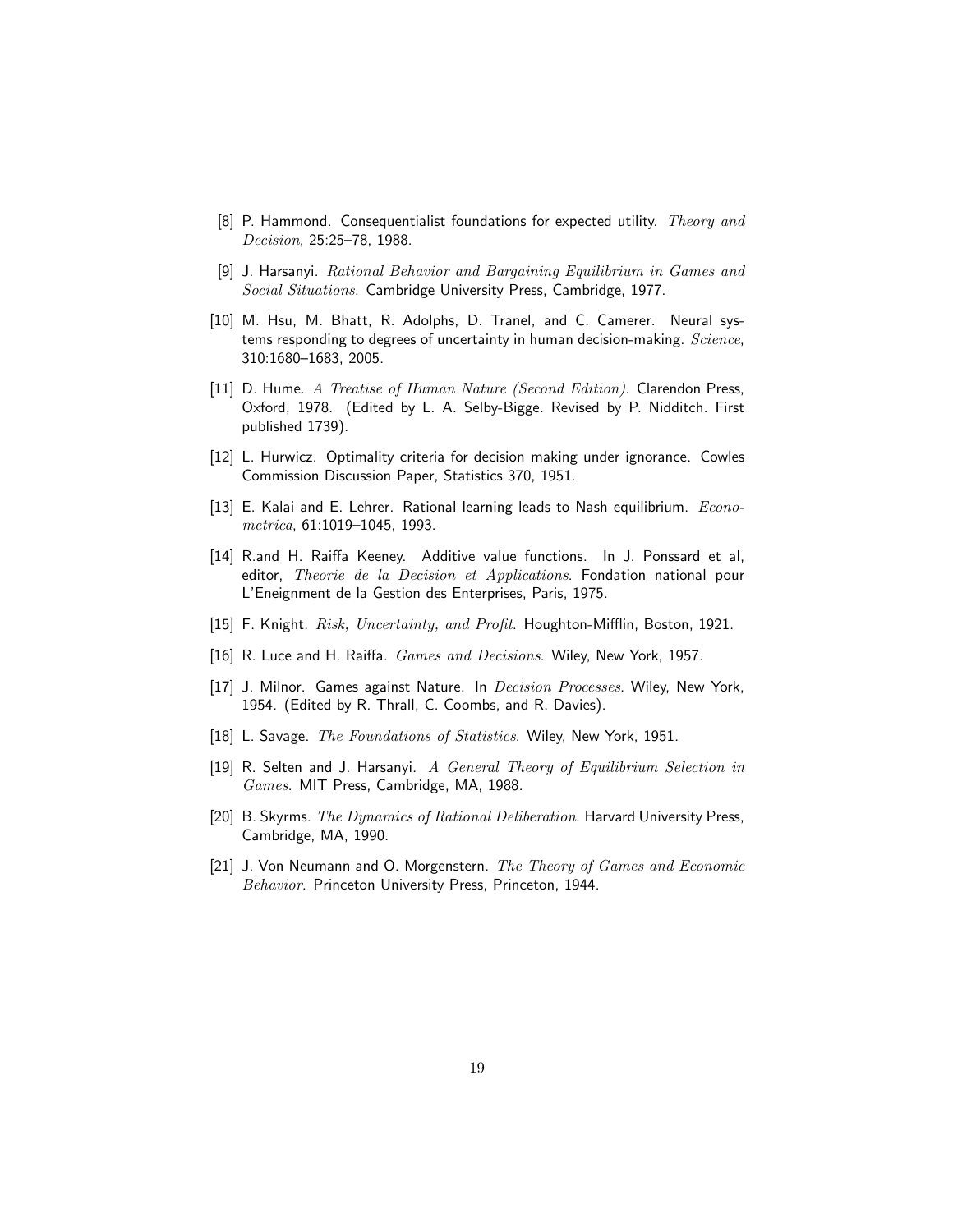[8] P. Hammond. Consequentialist foundations for expected utility. *Theory and Decision*, 25:25–78, 1988.

[9] J. Harsanyi. *Rational Behavior and Bargaining Equilibrium in Games and Social Situations*. Cambridge University Press, Cambridge, 1977.

[10] M. Hsu, M. Bhatt, R. Adolphs, D. Tranel, and C. Camerer. Neural systems responding to degrees of uncertainty in human decision-making. *Science*, 310:1680–1683, 2005.

[11] D. Hume. *A Treatise of Human Nature (Second Edition)*. Clarendon Press, Oxford, 1978. (Edited by L. A. Selby-Bigge. Revised by P. Nidditch. First published 1739).

[12] L. Hurwicz. Optimality criteria for decision making under ignorance. Cowles Commission Discussion Paper, Statistics 370, 1951.

[13] E. Kalai and E. Lehrer. Rational learning leads to Nash equilibrium. *Econometrica*, 61:1019–1045, 1993.

[14] R.and H. Raiffa Keeney. Additive value functions. In J. Ponssard et al, editor, *Theorie de la Decision et Applications*. Fondation national pour L'Eneignment de la Gestion des Enterprises, Paris, 1975.

[15] F. Knight. *Risk, Uncertainty, and Profit*. Houghton-Mifflin, Boston, 1921.

[16] R. Luce and H. Raiffa. *Games and Decisions*. Wiley, New York, 1957.

[17] J. Milnor. Games against Nature. In *Decision Processes*. Wiley, New York, 1954. (Edited by R. Thrall, C. Coombs, and R. Davies).

[18] L. Savage. *The Foundations of Statistics*. Wiley, New York, 1951.

[19] R. Selten and J. Harsanyi. *A General Theory of Equilibrium Selection in Games*. MIT Press, Cambridge, MA, 1988.

[20] B. Skyrms. *The Dynamics of Rational Deliberation*. Harvard University Press, Cambridge, MA, 1990.

[21] J. Von Neumann and O. Morgenstern. *The Theory of Games and Economic Behavior*. Princeton University Press, Princeton, 1944.